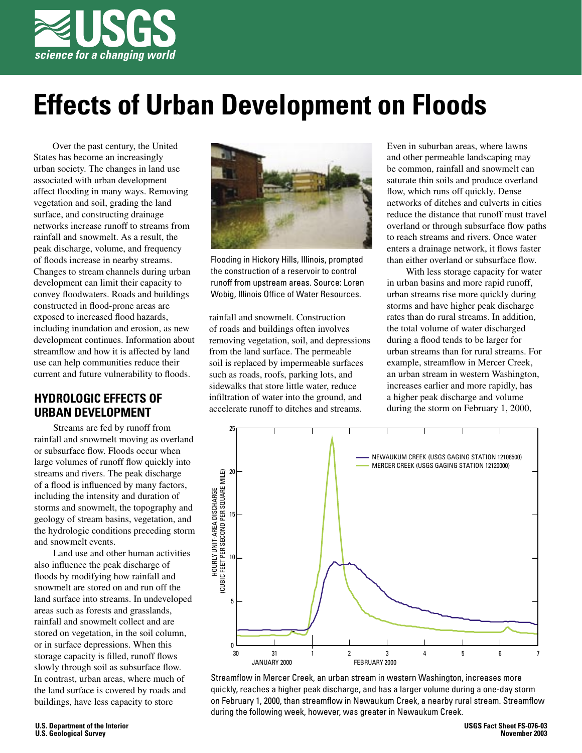# Effects of Urban Development on Floods

Over the past century, the United States has become an increasingly urban society. The changes in land use associated with urban development affect flooding in many ways. Removing vegetation and soil, grading the land surface, and constructing drainage networks increase runoff to streams from rainfall and snowmelt. As a result, the peak discharge, volume, and frequency of floods increase in nearby streams. Changes to stream channels during urban development can limit their capacity to convey floodwaters. Roads and buildings constructed in flood-prone areas are exposed to increased flood hazards, including inundation and erosion, as new development continues. Information about streamflow and how it is affected by land use can help communities reduce their current and future vulnerability to floods.

Flooding in Hickory Hills, Illinois, prompted the construction of a reservoir to control runoff from upstream areas. Source: Loren Wobig, Illinois Office of Water Resources.

## HYDROLOGIC EFFECTS OF URBAN DEVELOPMENT

Streams are fed by runoff from rainfall and snowmelt moving as overland or subsurface flow. Floods occur when large volumes of runoff flow quickly into streams and rivers. The peak discharge of a flood is influenced by many factors, including the intensity and duration of storms and snowmelt, the topography and geology of stream basins, vegetation, and the hydrologic conditions preceding storm and snowmelt events.

Land use and other human activities also influence the peak discharge of floods by modifying how rainfall and snowmelt are stored on and run off the land surface into streams. In undeveloped areas such as forests and grasslands, rainfall and snowmelt collect and are stored on vegetation, in the soil column, or in surface depressions. When this storage capacity is filled, runoff flows slowly through soil as subsurface flow. In contrast, urban areas, where much of the land surface is covered by roads and buildings, have less capacity to store rainfall and snowmelt. Construction of roads and buildings often involves removing vegetation, soil, and depressions from the land surface. The permeable soil is replaced by impermeable surfaces such as roads, roofs, parking lots, and sidewalks that store little water, reduce infiltration of water into the ground, and accelerate runoff to ditches and streams. Even in suburban areas, where lawns and other permeable landscaping may be common, rainfall can saturate thin soils and produce overland flow, which runs off quickly. Dense networks of ditches and culverts in cities reduce the distance that runoff must travel overland or through subsurface flow paths to reach streams and rivers. Once water enters a drainage network, it flows faster than either overland or subsurface flow.

With less storage capacity for water in urban basins and more rapid runoff, urban streams rise more quickly during storms and have higher peak discharge rates than do rural streams. In addition, the total volume of water discharged during a flood tends to be larger for urban streams than for rural streams. For example, streamflow in Mercer Creek, an urban stream in western Washington, increases earlier and more rapidly, has a higher peak discharge and volume during the storm on February 1, 2000,

Streamflow in Mercer Creek, an urban stream in western Washington, increases more quickly, reaches a higher peak discharge, and has a larger volume during a one-day storm on February 1, 2000, than streamflow in Newaukum Creek, a nearby rural stream. Streamflow during the following week, however, was greater in Newaukum Creek.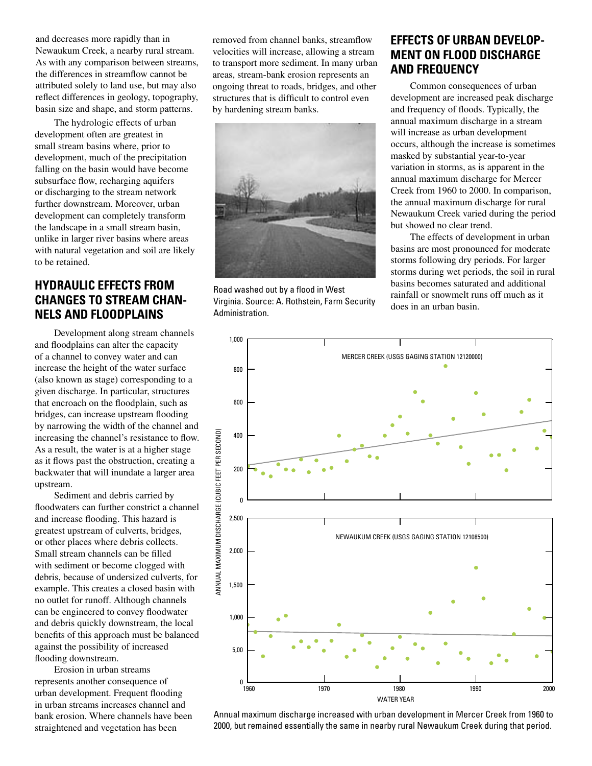and decreases more rapidly than in Newaukum Creek, a nearby rural stream. As with any comparison between streams, the differences in streamflow cannot be attributed solely to land use, but may also reflect differences in geology, topography, basin size and shape, and storm patterns.

The hydrologic effects of urban development often are greatest in small stream basins where, prior to development, much of the precipitation falling on the basin would have become subsurface flow, recharging aquifers or discharging to the stream network further downstream. Moreover, urban development can completely transform the landscape in a small stream basin, unlike in larger river basins where areas with natural vegetation and soil are likely to be retained.

## HYDRAULIC EFFECTS FROM CHANGES TO STREAM CHANNELS AND FLOODPLAINS

Development along stream channels and floodplains can alter the capacity of a channel to convey water and can increase the height of the water surface (also known as stage) corresponding to a given discharge. In particular, structures that encroach on the floodplain, such as bridges, can increase upstream flooding by narrowing the width of the channel and increasing the channel's resistance to flow. As a result, the water is at a higher stage as it flows past the obstruction, creating a backwater that will inundate a larger area upstream.

Sediment and debris carried by floodwaters can further constrict a channel and increase flooding. This hazard is greatest upstream of culverts, bridges, or other places where debris collects. Small stream channels can be filled with sediment or become clogged with debris, because of undersized culverts, for example. This creates a closed basin with no outlet for runoff. Although channels can be engineered to convey floodwater and debris quickly downstream, the local benefits of this approach must be balanced against the possibility of increased flooding downstream.

Erosion in urban streams represents another consequence of urban development. Frequent flooding in urban streams increases channel and bank erosion. Where channels have been straightened and vegetation has been removed from channel banks, streamflow velocities will increase, allowing a stream to transport more sediment. In many urban areas, stream-bank erosion represents an ongoing threat to roads, bridges, and other structures that is difficult to control even by hardening stream banks.

Road washed out by a flood in West Virginia. Source: A. Rothstein, Farm Security Administration.

## EFFECTS OF URBAN DEVELOPMENT ON FLOOD DISCHARGE AND FREQUENCY

Common consequences of urban development are increased peak discharge and frequency of floods. Typically, the annual maximum discharge in a stream will increase as urban development occurs, although the increase is sometimes masked by substantial year-to-year variation in storms, as is apparent in the annual maximum discharge for Mercer Creek from 1960 to 2000. In comparison, the annual maximum discharge for rural Newaukum Creek varied during the period but showed no clear trend.

The effects of development in urban basins are most pronounced for moderate storms following dry periods. For larger storms during wet periods, the soil in rural basins becomes saturated and additional rainfall or snowmelt runs off much as it does in an urban basin.

Annual maximum discharge increased with urban development in Mercer Creek from 1960 to 2000, but remained essentially the same in nearby rural Newaukum Creek during that period.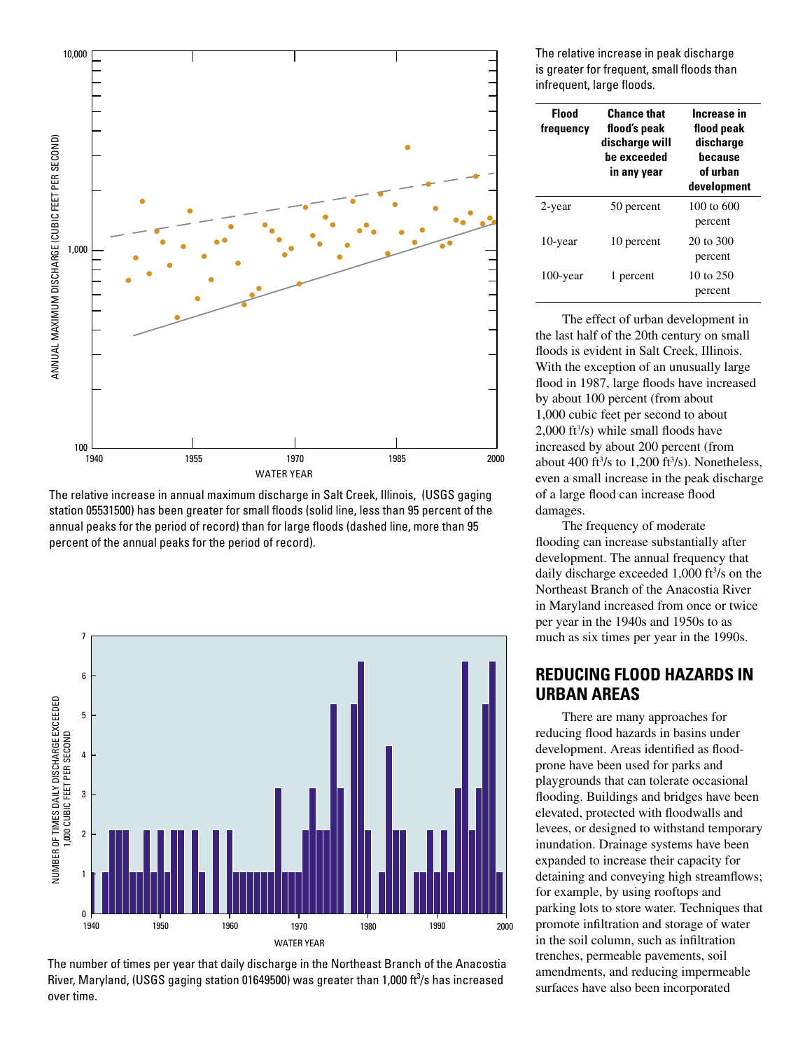The relative increase in annual maximum discharge in Salt Creek, Illinois, (USGS gaging station 05531500) has been greater for small floods (solid line, less than 95 percent of the annual peaks for the period of record) than for large floods (dashed line, more than 95 percent of the annual peaks for the period of record).

The number of times per year that daily discharge in the Northeast Branch of the Anacostia River, Maryland, (USGS gaging station 01649500) was greater than 1,000 $ft^3$/s has increased over time.

The relative increase in peak discharge is greater for frequent, small floods than infrequent, large floods.

| Flood frequency | Chance that flood's peak discharge will be exceeded in any year | Increase in flood peak discharge because of urban development |
|---|---|---|
| 2-year | 50 percent | 100 to 600 percent |
| 10-year | 10 percent | 20 to 300 percent |
| 100-year | 1 percent | 10 to 250 percent |

The effect of urban development in the last half of the 20th century on small floods is evident in Salt Creek, Illinois. With the exception of an unusually large flood in 1987, large floods have increased by about 100 percent (from about 1,000 cubic feet per second to about 2,000 $ft^3$/s) while small floods have increased by about 200 percent (from about 400 $ft^3$/s to 1,200 $ft^3$/s). Nonetheless, even a small increase in the peak discharge of a large flood can increase flood damages.

The frequency of moderate flooding can increase substantially after development. The annual frequency that daily discharge exceeded 1,000 $ft^3$/s on the Northeast Branch of the Anacostia River in Maryland increased from once or twice per year in the 1940s and 1950s to as much as six times per year in the 1990s.

## REDUCING FLOOD HAZARDS IN URBAN AREAS

There are many approaches for reducing flood hazards in basins under development. Areas identified as flood-prone have been used for parks and playgrounds that can tolerate occasional flooding. Buildings and bridges have been elevated, protected with floodwalls and levees, or designed to withstand temporary inundation. Drainage systems have been expanded to increase their capacity for detaining and conveying high streamflows; for example, by using rooftops and parking lots to store water. Techniques that promote infiltration and storage of water in the soil column, such as infiltration trenches, permeable pavements, soil amendments, and reducing impermeable surfaces have also been incorporated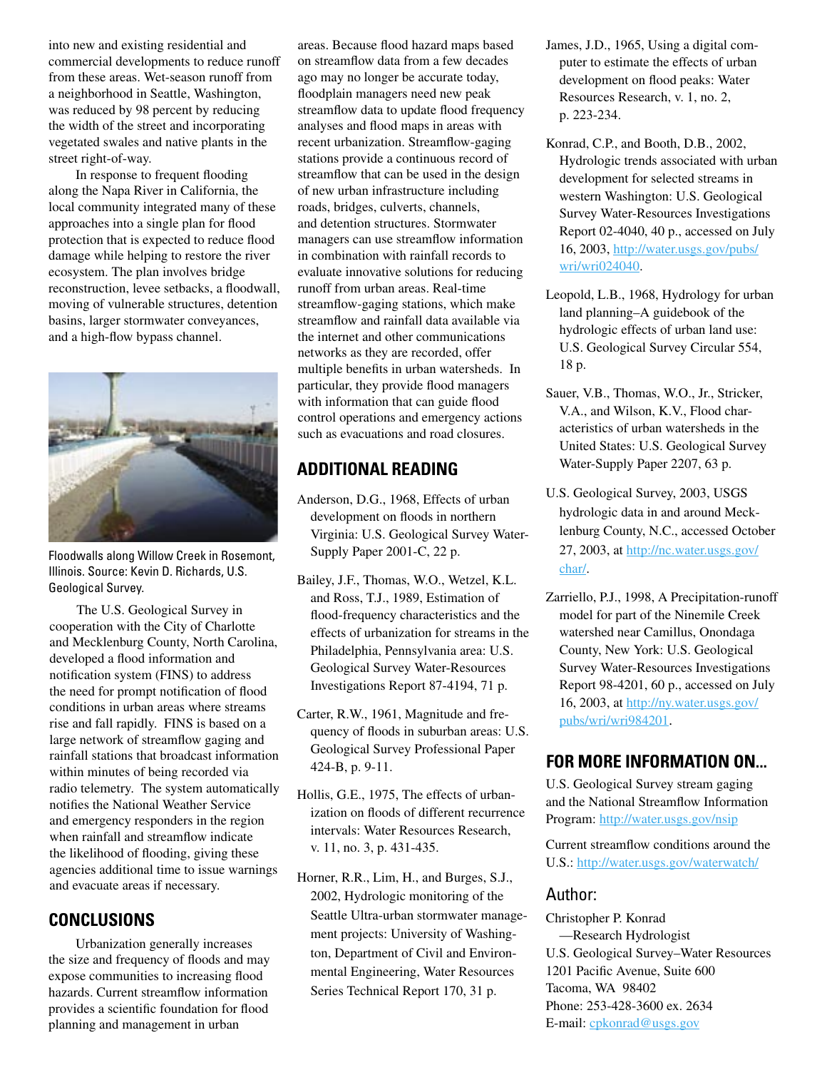into new and existing residential and commercial developments to reduce runoff from these areas. Wet-season runoff from a neighborhood in Seattle, Washington, was reduced by 98 percent by reducing the width of the street and incorporating vegetated swales and native plants in the street right-of-way.

In response to frequent flooding along the Napa River in California, the local community integrated many of these approaches into a single plan for flood protection that is expected to reduce flood damage while helping to restore the river ecosystem. The plan involves bridge reconstruction, levee setbacks, a floodwall, moving of vulnerable structures, detention basins, larger stormwater conveyances, and a high-flow bypass channel.

Floodwalls along Willow Creek in Rosemont, Illinois. Source: Kevin D. Richards, U.S. Geological Survey.

The U.S. Geological Survey in cooperation with the City of Charlotte and Mecklenburg County, North Carolina, developed a flood information and notification system (FINS) to address the need for prompt notification of flood conditions in urban areas where streams rise and fall rapidly. FINS is based on a large network of streamflow gaging and rainfall stations that broadcast information within minutes of being recorded via radio telemetry. The system automatically notifies the National Weather Service and emergency responders in the region when rainfall and streamflow indicate the likelihood of flooding, giving these agencies additional time to issue warnings and evacuate areas if necessary.

## CONCLUSIONS

Urbanization generally increases the size and frequency of floods and may expose communities to increasing flood hazards. Current streamflow information provides a scientific foundation for flood planning and management in urban areas. Because flood hazard maps based on streamflow data from a few decades ago may no longer be accurate today, floodplain managers need new peak streamflow data to update flood frequency analyses and flood maps in areas with recent urbanization. Streamflow-gaging stations provide a continuous record of streamflow that can be used in the design of new urban infrastructure including roads, bridges, culverts, channels, and detention structures. Stormwater managers can use streamflow information in combination with rainfall records to evaluate innovative solutions for reducing runoff from urban areas. Real-time streamflow-gaging stations, which make streamflow and rainfall data available via the internet and other communications networks as they are recorded, offer multiple benefits in urban watersheds. In particular, they provide flood managers with information that can guide flood control operations and emergency actions such as evacuations and road closures.

## ADDITIONAL READING

Anderson, D.G., 1968, Effects of urban development on floods in northern Virginia: U.S. Geological Survey Water-Supply Paper 2001-C, 22 p.

Bailey, J.F., Thomas, W.O., Wetzel, K.L. and Ross, T.J., 1989, Estimation of flood-frequency characteristics and the effects of urbanization for streams in the Philadelphia, Pennsylvania area: U.S. Geological Survey Water-Resources Investigations Report 87-4194, 71 p.

Carter, R.W., 1961, Magnitude and frequency of floods in suburban areas: U.S. Geological Survey Professional Paper 424-B, p. 9-11.

Hollis, G.E., 1975, The effects of urbanization on floods of different recurrence intervals: Water Resources Research, v. 11, no. 3, p. 431-435.

Horner, R.R., Lim, H., and Burges, S.J., 2002, Hydrologic monitoring of the Seattle Ultra-urban stormwater management projects: University of Washington, Department of Civil and Environmental Engineering, Water Resources Series Technical Report 170, 31 p.

James, J.D., 1965, Using a digital computer to estimate the effects of urban development on flood peaks: Water Resources Research, v. 1, no. 2, p. 223-234.

Konrad, C.P., and Booth, D.B., 2002, Hydrologic trends associated with urban development for selected streams in western Washington: U.S. Geological Survey Water-Resources Investigations Report 02-4040, 40 p., accessed on July 16, 2003, http://water.usgs.gov/pubs/wri/wri024040.

Leopold, L.B., 1968, Hydrology for urban land planning–A guidebook of the hydrologic effects of urban land use: U.S. Geological Survey Circular 554, 18 p.

Sauer, V.B., Thomas, W.O., Jr., Stricker, V.A., and Wilson, K.V., Flood characteristics of urban watersheds in the United States: U.S. Geological Survey Water-Supply Paper 2207, 63 p.

U.S. Geological Survey, 2003, USGS hydrologic data in and around Mecklenburg County, N.C., accessed October 27, 2003, at http://nc.water.usgs.gov/char/.

Zarriello, P.J., 1998, A Precipitation-runoff model for part of the Ninemile Creek watershed near Camillus, Onondaga County, New York: U.S. Geological Survey Water-Resources Investigations Report 98-4201, 60 p., accessed on July 16, 2003, at http://ny.water.usgs.gov/pubs/wri/wri984201.

## FOR MORE INFORMATION ON...

U.S. Geological Survey stream gaging and the National Streamflow Information Program: http://water.usgs.gov/nsip

Current streamflow conditions around the U.S.: http://water.usgs.gov/waterwatch/

## Author:

Christopher P. Konrad
—Research Hydrologist
U.S. Geological Survey–Water Resources
1201 Pacific Avenue, Suite 600
Tacoma, WA 98402
Phone: 253-428-3600 ex. 2634
E-mail: cpkonrad@usgs.gov